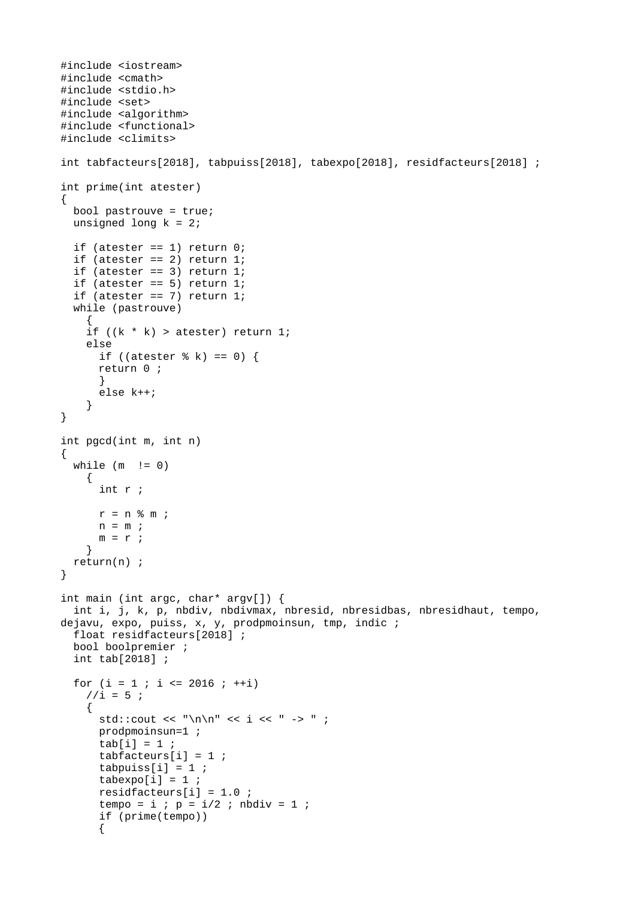```
#include <iostream>
#include <cmath>
#include <stdio.h>
#include <set>
#include <algorithm>
#include <functional>
#include <climits>

int tabfacteurs[2018], tabpuiss[2018], tabexpo[2018], residfacteurs[2018] ;

int prime(int atester)
{
  bool pastrouve = true;
  unsigned long k = 2;

  if (atester == 1) return 0;
  if (atester == 2) return 1;
  if (atester == 3) return 1;
  if (atester == 5) return 1;
  if (atester == 7) return 1;
  while (pastrouve)
    {
    if ((k * k) > atester) return 1;
    else
      if ((atester % k) == 0) {
      return 0 ;
      }
      else k++;
    }
}

int pgcd(int m, int n)
{
  while (m  != 0)
    {
      int r ;

      r = n % m ;
      n = m ;
      m = r ;
    }
  return(n) ;
}

int main (int argc, char* argv[]) {
  int i, j, k, p, nbdiv, nbdivmax, nbresid, nbresidbas, nbresidhaut, tempo,
dejavu, expo, puiss, x, y, prodpmoinsun, tmp, indic ;
  float residfacteurs[2018] ;
  bool boolpremier ;
  int tab[2018] ;

  for (i = 1 ; i <= 2016 ; ++i)
    //i = 5 ;
    {
      std::cout << "\n\n" << i << " -> " ;
      prodpmoinsun=1 ;
      tab[i] = 1 ;
      tabfacteurs[i] = 1 ;
      tabpuiss[i] = 1 ;
      tabexpo[i] = 1 ;
      residfacteurs[i] = 1.0 ;
      tempo = i ; p = i/2 ; nbdiv = 1 ;
      if (prime(tempo))
      {
```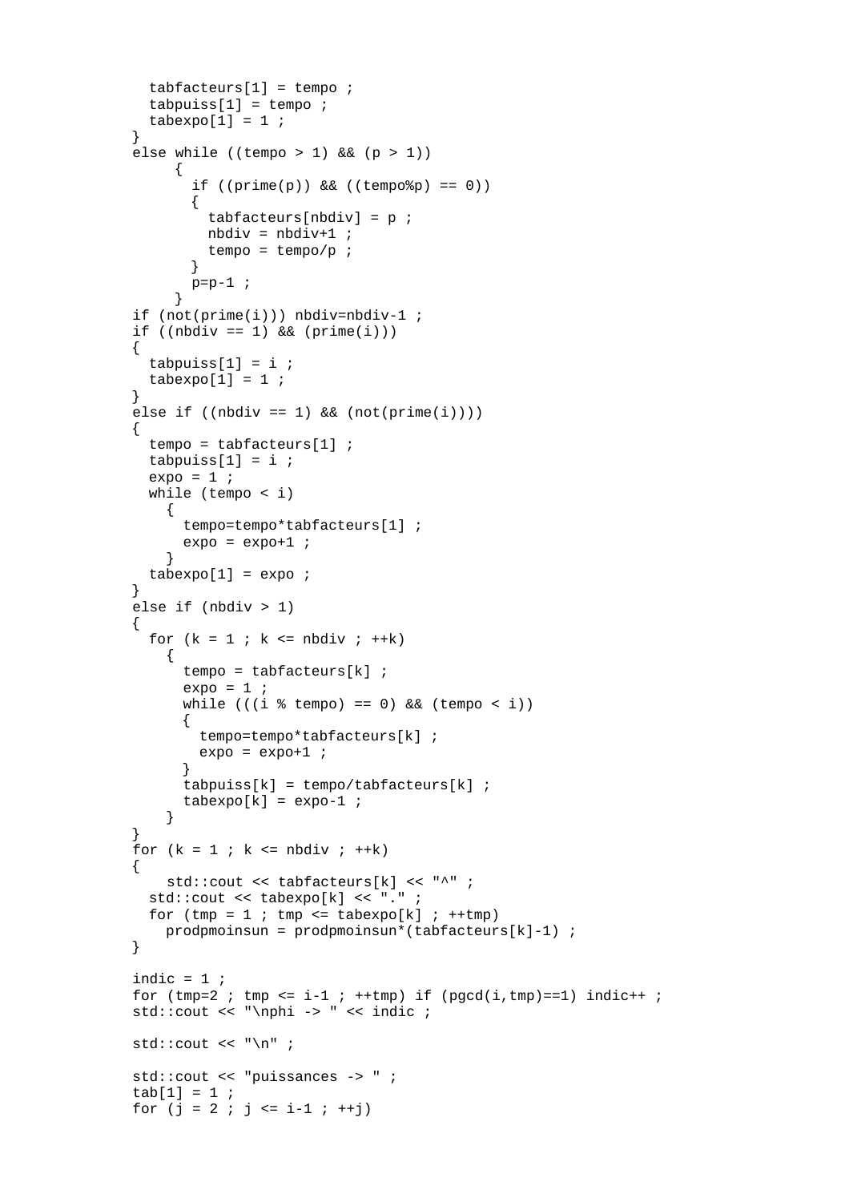```
  tabfacteurs[1] = tempo ;
  tabpuiss[1] = tempo ;
  tabexpo[1] = 1 ;
}
else while ((tempo > 1) && (p > 1))
     {
       if ((prime(p)) && ((tempo%p) == 0))
       {
         tabfacteurs[nbdiv] = p ;
         nbdiv = nbdiv+1 ;
         tempo = tempo/p ;
       }
       p=p-1 ;
     }
if (not(prime(i))) nbdiv=nbdiv-1 ;
if ((nbdiv == 1) && (prime(i)))
{
  tabpuiss[1] = i ;
  tabexpo[1] = 1 ;
}
else if ((nbdiv == 1) && (not(prime(i))))
{
  tempo = tabfacteurs[1] ;
  tabpuiss[1] = i ;
  expo = 1 ;
  while (tempo < i)
    {
      tempo=tempo*tabfacteurs[1] ;
      expo = expo+1 ;
    }
  tabexpo[1] = expo ;
}
else if (nbdiv > 1)
{
  for (k = 1 ; k <= nbdiv ; ++k)
    {
      tempo = tabfacteurs[k] ;
      expo = 1 ;
      while (((i % tempo) == 0) && (tempo < i))
      {
        tempo=tempo*tabfacteurs[k] ;
        expo = expo+1 ;
      }
      tabpuiss[k] = tempo/tabfacteurs[k] ;
      tabexpo[k] = expo-1 ;
    }
}
for (k = 1 ; k <= nbdiv ; ++k)
{
    std::cout << tabfacteurs[k] << "^" ;
  std::cout << tabexpo[k] << "." ;
  for (tmp = 1 ; tmp <= tabexpo[k] ; ++tmp)
    prodpmoinsun = prodpmoinsun*(tabfacteurs[k]-1) ;
}

indic = 1 ;
for (tmp=2 ; tmp <= i-1 ; ++tmp) if (pgcd(i,tmp)==1) indic++ ;
std::cout << "\nphi -> " << indic ;

std::cout << "\n" ;

std::cout << "puissances -> " ;
tab[1] = 1 ;
for (j = 2 ; j <= i-1 ; ++j)
```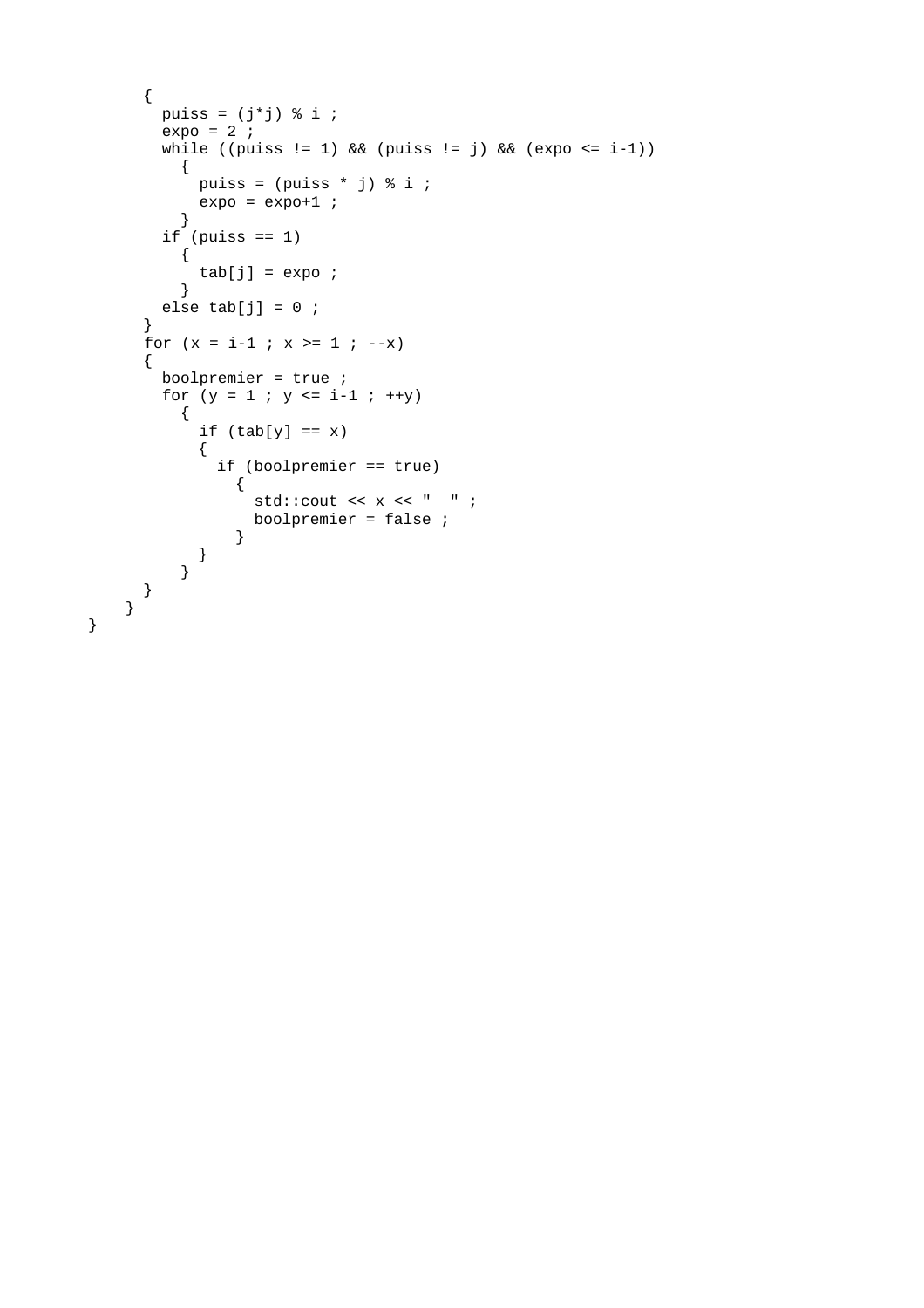```
      {
        puiss = (j*j) % i ;
        expo = 2 ;
        while ((puiss != 1) && (puiss != j) && (expo <= i-1))
          {
            puiss = (puiss * j) % i ;
            expo = expo+1 ;
          }
        if (puiss == 1)
          {
            tab[j] = expo ;
          }
        else tab[j] = 0 ;
      }
      for (x = i-1 ; x >= 1 ; --x)
      {
        boolpremier = true ;
        for (y = 1 ; y <= i-1 ; ++y)
          {
            if (tab[y] == x)
            {
              if (boolpremier == true)
                {
                  std::cout << x << "  " ;
                  boolpremier = false ;
                }
            }
          }
      }
    }
}
```